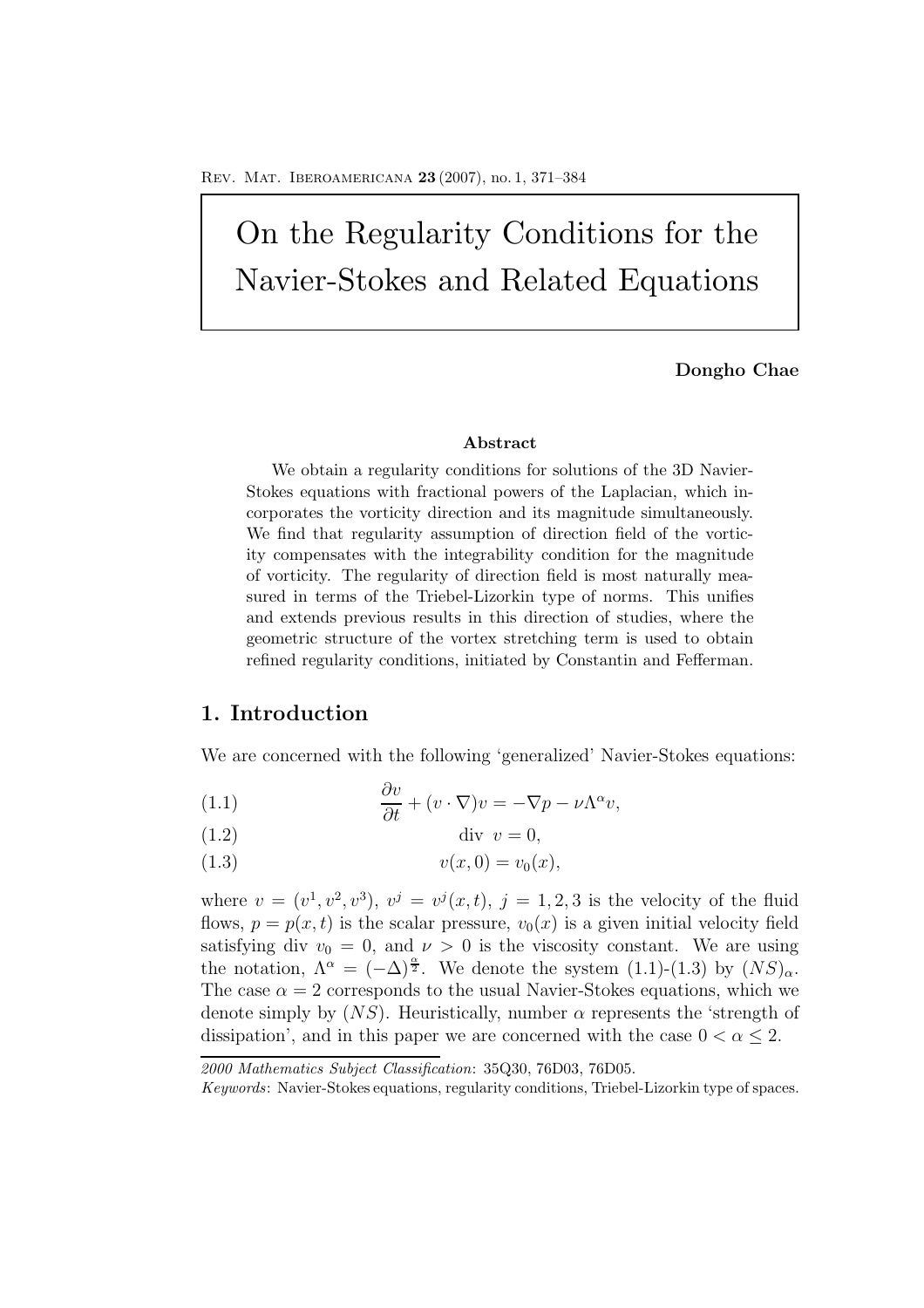# On the Regularity Conditions for the Navier-Stokes and Related Equations

**Dongho Chae**

### Abstract

We obtain a regularity conditions for solutions of the 3D Navier-Stokes equations with fractional powers of the Laplacian, which incorporates the vorticity direction and its magnitude simultaneously. We find that regularity assumption of direction field of the vorticity compensates with the integrability condition for the magnitude of vorticity. The regularity of direction field is most naturally measured in terms of the Triebel-Lizorkin type of norms. This unifies and extends previous results in this direction of studies, where the geometric structure of the vortex stretching term is used to obtain refined regularity conditions, initiated by Constantin and Fefferman.

## 1. Introduction

We are concerned with the following 'generalized' Navier-Stokes equations:

$$\frac{\partial v}{\partial t} + (v \cdot \nabla)v = -\nabla p - \nu \Lambda^\alpha v, \tag{1.1}$$

$$\text{div } v = 0, \tag{1.2}$$

$$v(x,0) = v_0(x), \tag{1.3}$$

where $v = (v^1, v^2, v^3)$, $v^j = v^j(x,t)$, $j = 1, 2, 3$ is the velocity of the fluid flows, $p = p(x,t)$ is the scalar pressure, $v_0(x)$ is a given initial velocity field satisfying div $v_0 = 0$, and $\nu > 0$ is the viscosity constant. We are using the notation, $\Lambda^\alpha = (-\Delta)^{\frac{\alpha}{2}}$. We denote the system (1.1)-(1.3) by $(NS)_\alpha$. The case $\alpha = 2$ corresponds to the usual Navier-Stokes equations, which we denote simply by $(NS)$. Heuristically, number $\alpha$ represents the 'strength of dissipation', and in this paper we are concerned with the case $0 < \alpha \leq 2$.

*2000 Mathematics Subject Classification*: 35Q30, 76D03, 76D05.

*Keywords*: Navier-Stokes equations, regularity conditions, Triebel-Lizorkin type of spaces.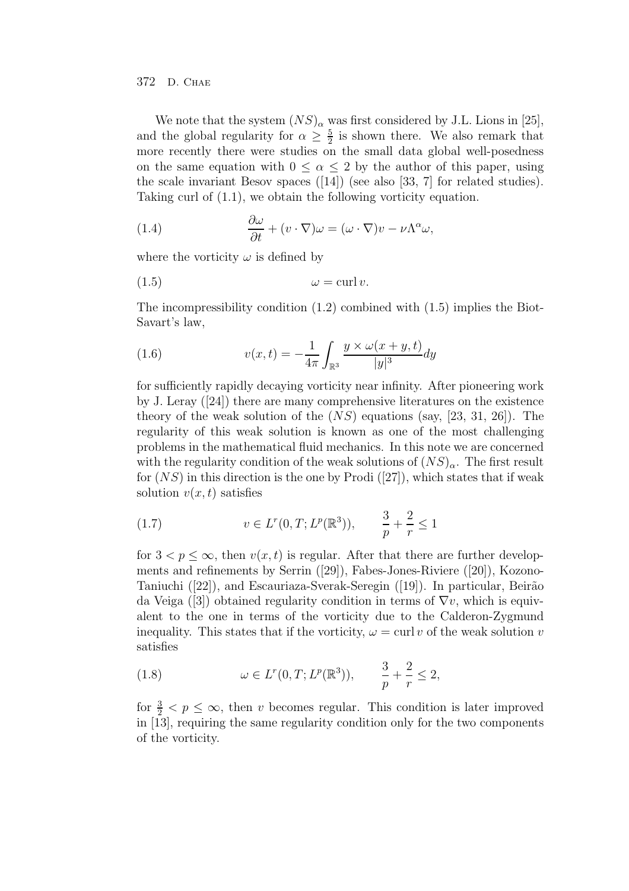We note that the system $(NS)_\alpha$ was first considered by J.L. Lions in [25], and the global regularity for $\alpha \geq \frac{5}{2}$ is shown there. We also remark that more recently there were studies on the small data global well-posedness on the same equation with $0 \leq \alpha \leq 2$ by the author of this paper, using the scale invariant Besov spaces ([14]) (see also [33, 7] for related studies). Taking curl of (1.1), we obtain the following vorticity equation.

$$
\frac{\partial \omega}{\partial t} + (v \cdot \nabla)\omega = (\omega \cdot \nabla)v - \nu \Lambda^\alpha \omega, \tag{1.4}
$$

where the vorticity $\omega$ is defined by

$$
\omega = \operatorname{curl} v. \tag{1.5}
$$

The incompressibility condition (1.2) combined with (1.5) implies the Biot-Savart's law,

$$
v(x,t) = -\frac{1}{4\pi} \int_{\mathbb{R}^3} \frac{y \times \omega(x+y,t)}{|y|^3} dy \tag{1.6}
$$

for sufficiently rapidly decaying vorticity near infinity. After pioneering work by J. Leray ([24]) there are many comprehensive literatures on the existence theory of the weak solution of the $(NS)$ equations (say, [23, 31, 26]). The regularity of this weak solution is known as one of the most challenging problems in the mathematical fluid mechanics. In this note we are concerned with the regularity condition of the weak solutions of $(NS)_\alpha$. The first result for $(NS)$ in this direction is the one by Prodi ([27]), which states that if weak solution $v(x,t)$ satisfies

$$
v \in L^r(0,T; L^p(\mathbb{R}^3)), \qquad \frac{3}{p} + \frac{2}{r} \leq 1 \tag{1.7}
$$

for $3 < p \leq \infty$, then $v(x,t)$ is regular. After that there are further developments and refinements by Serrin ([29]), Fabes-Jones-Riviere ([20]), Kozono-Taniuchi ([22]), and Escauriaza-Sverak-Seregin ([19]). In particular, Beirão da Veiga ([3]) obtained regularity condition in terms of $\nabla v$, which is equivalent to the one in terms of the vorticity due to the Calderon-Zygmund inequality. This states that if the vorticity, $\omega = \operatorname{curl} v$ of the weak solution $v$ satisfies

$$
\omega \in L^r(0,T; L^p(\mathbb{R}^3)), \qquad \frac{3}{p} + \frac{2}{r} \leq 2, \tag{1.8}
$$

for $\frac{3}{2} < p \leq \infty$, then $v$ becomes regular. This condition is later improved in [13], requiring the same regularity condition only for the two components of the vorticity.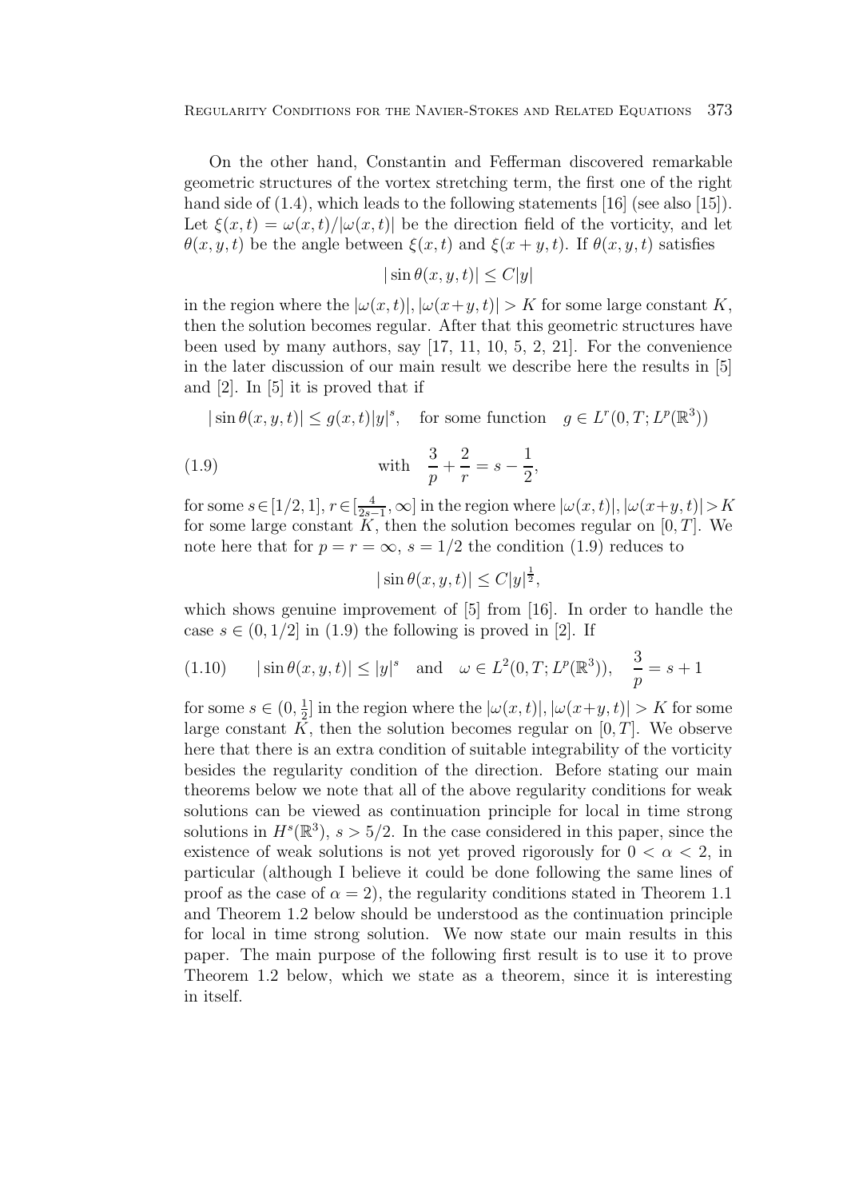On the other hand, Constantin and Fefferman discovered remarkable geometric structures of the vortex stretching term, the first one of the right hand side of (1.4), which leads to the following statements [16] (see also [15]). Let $\xi(x,t) = \omega(x,t)/|\omega(x,t)|$ be the direction field of the vorticity, and let $\theta(x,y,t)$ be the angle between $\xi(x,t)$ and $\xi(x+y,t)$. If $\theta(x,y,t)$ satisfies

$$|\sin\theta(x,y,t)| \le C|y|$$

in the region where the $|\omega(x,t)|, |\omega(x+y,t)| > K$ for some large constant $K$, then the solution becomes regular. After that this geometric structures have been used by many authors, say [17, 11, 10, 5, 2, 21]. For the convenience in the later discussion of our main result we describe here the results in [5] and [2]. In [5] it is proved that if

$$|\sin\theta(x,y,t)| \le g(x,t)|y|^s, \quad \text{for some function} \quad g \in L^r(0,T;L^p(\mathbb{R}^3))$$

$$\text{with} \quad \frac{3}{p} + \frac{2}{r} = s - \frac{1}{2}, \tag{1.9}$$

for some $s \in [1/2, 1]$, $r \in [\frac{4}{2s-1}, \infty]$ in the region where $|\omega(x,t)|, |\omega(x+y,t)| > K$ for some large constant $K$, then the solution becomes regular on $[0,T]$. We note here that for $p = r = \infty$, $s = 1/2$ the condition (1.9) reduces to

$$|\sin\theta(x,y,t)| \le C|y|^{\frac{1}{2}},$$

which shows genuine improvement of [5] from [16]. In order to handle the case $s \in (0, 1/2]$ in (1.9) the following is proved in [2]. If

$$|\sin\theta(x,y,t)| \le |y|^s \quad \text{and} \quad \omega \in L^2(0,T;L^p(\mathbb{R}^3)), \quad \frac{3}{p} = s + 1 \tag{1.10}$$

for some $s \in (0, \frac{1}{2}]$ in the region where the $|\omega(x,t)|, |\omega(x+y,t)| > K$ for some large constant $K$, then the solution becomes regular on $[0,T]$. We observe here that there is an extra condition of suitable integrability of the vorticity besides the regularity condition of the direction. Before stating our main theorems below we note that all of the above regularity conditions for weak solutions can be viewed as continuation principle for local in time strong solutions in $H^s(\mathbb{R}^3)$, $s > 5/2$. In the case considered in this paper, since the existence of weak solutions is not yet proved rigorously for $0 < \alpha < 2$, in particular (although I believe it could be done following the same lines of proof as the case of $\alpha = 2$), the regularity conditions stated in Theorem 1.1 and Theorem 1.2 below should be understood as the continuation principle for local in time strong solution. We now state our main results in this paper. The main purpose of the following first result is to use it to prove Theorem 1.2 below, which we state as a theorem, since it is interesting in itself.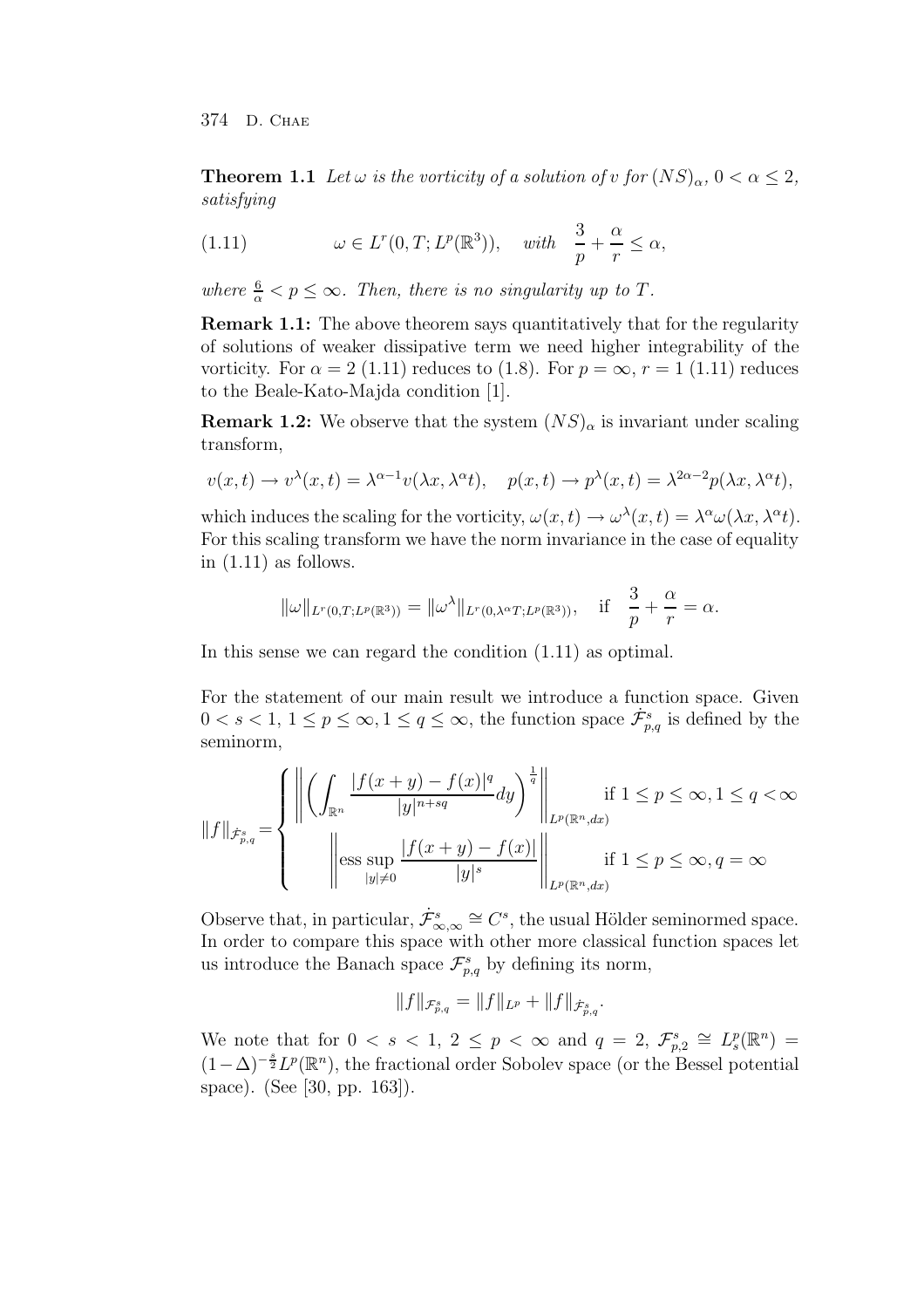**Theorem 1.1** *Let $\omega$ is the vorticity of a solution of $v$ for $(NS)_\alpha$, $0<\alpha\leq 2$, satisfying*

$$\omega \in L^r(0,T;L^p(\mathbb{R}^3)), \quad \text{with} \quad \frac{3}{p}+\frac{\alpha}{r}\leq \alpha, \tag{1.11}$$

*where $\frac{6}{\alpha}<p\leq\infty$. Then, there is no singularity up to $T$.*

**Remark 1.1:** The above theorem says quantitatively that for the regularity of solutions of weaker dissipative term we need higher integrability of the vorticity. For $\alpha=2$ (1.11) reduces to (1.8). For $p=\infty$, $r=1$ (1.11) reduces to the Beale-Kato-Majda condition [1].

**Remark 1.2:** We observe that the system $(NS)_\alpha$ is invariant under scaling transform,

$$v(x,t)\to v^\lambda(x,t)=\lambda^{\alpha-1}v(\lambda x,\lambda^\alpha t), \quad p(x,t)\to p^\lambda(x,t)=\lambda^{2\alpha-2}p(\lambda x,\lambda^\alpha t),$$

which induces the scaling for the vorticity, $\omega(x,t)\to\omega^\lambda(x,t)=\lambda^\alpha\omega(\lambda x,\lambda^\alpha t)$. For this scaling transform we have the norm invariance in the case of equality in (1.11) as follows.

$$\|\omega\|_{L^r(0,T;L^p(\mathbb{R}^3))}=\|\omega^\lambda\|_{L^r(0,\lambda^\alpha T;L^p(\mathbb{R}^3))}, \quad \text{if} \quad \frac{3}{p}+\frac{\alpha}{r}=\alpha.$$

In this sense we can regard the condition (1.11) as optimal.

For the statement of our main result we introduce a function space. Given $0<s<1$, $1\leq p\leq\infty$, $1\leq q\leq\infty$, the function space $\dot{\mathcal{F}}^s_{p,q}$ is defined by the seminorm,

$$\|f\|_{\dot{\mathcal{F}}^s_{p,q}}=\begin{cases}\left\|\left(\displaystyle\int_{\mathbb{R}^n}\frac{|f(x+y)-f(x)|^q}{|y|^{n+sq}}dy\right)^{\frac{1}{q}}\right\|_{L^p(\mathbb{R}^n,dx)} & \text{if } 1\leq p\leq\infty, 1\leq q<\infty\\[2ex] \left\|\operatorname*{ess\,sup}_{|y|\neq 0}\dfrac{|f(x+y)-f(x)|}{|y|^s}\right\|_{L^p(\mathbb{R}^n,dx)} & \text{if } 1\leq p\leq\infty, q=\infty\end{cases}$$

Observe that, in particular, $\dot{\mathcal{F}}^s_{\infty,\infty}\cong C^s$, the usual Hölder seminormed space. In order to compare this space with other more classical function spaces let us introduce the Banach space $\mathcal{F}^s_{p,q}$ by defining its norm,

$$\|f\|_{\mathcal{F}^s_{p,q}}=\|f\|_{L^p}+\|f\|_{\dot{\mathcal{F}}^s_{p,q}}.$$

We note that for $0<s<1$, $2\leq p<\infty$ and $q=2$, $\mathcal{F}^s_{p,2}\cong L^p_s(\mathbb{R}^n)=(1-\Delta)^{-\frac{s}{2}}L^p(\mathbb{R}^n)$, the fractional order Sobolev space (or the Bessel potential space). (See [30, pp. 163]).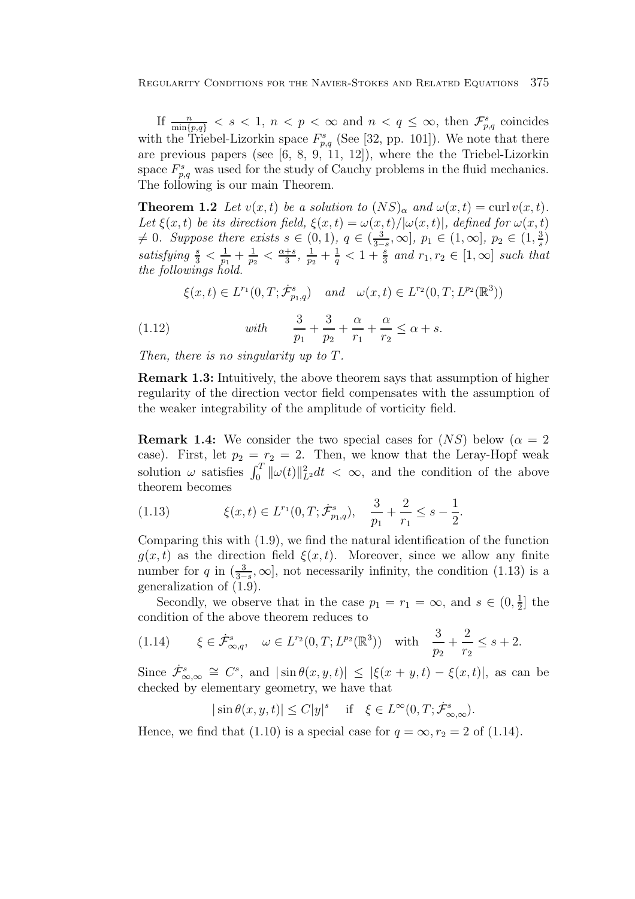If $\frac{n}{\min\{p,q\}} < s < 1$, $n < p < \infty$ and $n < q \leq \infty$, then $\mathcal{F}^s_{p,q}$ coincides with the Triebel-Lizorkin space $F^s_{p,q}$ (See [32, pp. 101]). We note that there are previous papers (see [6, 8, 9, 11, 12]), where the the Triebel-Lizorkin space $F^s_{p,q}$ was used for the study of Cauchy problems in the fluid mechanics. The following is our main Theorem.

**Theorem 1.2** *Let $v(x,t)$ be a solution to $(NS)_\alpha$ and $\omega(x,t) = \operatorname{curl} v(x,t)$. Let $\xi(x,t)$ be its direction field, $\xi(x,t) = \omega(x,t)/|\omega(x,t)|$, defined for $\omega(x,t) \neq 0$. Suppose there exists $s \in (0,1)$, $q \in (\frac{3}{3-s}, \infty]$, $p_1 \in (1,\infty]$, $p_2 \in (1, \frac{3}{s})$ satisfying $\frac{s}{3} < \frac{1}{p_1} + \frac{1}{p_2} < \frac{\alpha+s}{3}$, $\frac{1}{p_2} + \frac{1}{q} < 1 + \frac{s}{3}$ and $r_1, r_2 \in [1,\infty]$ such that the followings hold.*

$$\xi(x,t) \in L^{r_1}(0,T; \dot{\mathcal{F}}^s_{p_1,q}) \quad \text{and} \quad \omega(x,t) \in L^{r_2}(0,T; L^{p_2}(\mathbb{R}^3))$$

$$\text{(1.12)} \qquad \text{with} \qquad \frac{3}{p_1} + \frac{3}{p_2} + \frac{\alpha}{r_1} + \frac{\alpha}{r_2} \leq \alpha + s.$$

*Then, there is no singularity up to $T$.*

**Remark 1.3:** Intuitively, the above theorem says that assumption of higher regularity of the direction vector field compensates with the assumption of the weaker integrability of the amplitude of vorticity field.

**Remark 1.4:** We consider the two special cases for $(NS)$ below ($\alpha = 2$ case). First, let $p_2 = r_2 = 2$. Then, we know that the Leray-Hopf weak solution $\omega$ satisfies $\int_0^T \|\omega(t)\|^2_{L^2} dt < \infty$, and the condition of the above theorem becomes

$$\text{(1.13)} \qquad \xi(x,t) \in L^{r_1}(0,T; \dot{\mathcal{F}}^s_{p_1,q}), \quad \frac{3}{p_1} + \frac{2}{r_1} \leq s - \frac{1}{2}.$$

Comparing this with (1.9), we find the natural identification of the function $g(x,t)$ as the direction field $\xi(x,t)$. Moreover, since we allow any finite number for $q$ in $(\frac{3}{3-s}, \infty]$, not necessarily infinity, the condition (1.13) is a generalization of (1.9).

Secondly, we observe that in the case $p_1 = r_1 = \infty$, and $s \in (0, \frac{1}{2}]$ the condition of the above theorem reduces to

$$\text{(1.14)} \qquad \xi \in \dot{\mathcal{F}}^s_{\infty,q}, \quad \omega \in L^{r_2}(0,T; L^{p_2}(\mathbb{R}^3)) \quad \text{with} \quad \frac{3}{p_2} + \frac{2}{r_2} \leq s + 2.$$

Since $\dot{\mathcal{F}}^s_{\infty,\infty} \cong C^s$, and $|\sin\theta(x,y,t)| \leq |\xi(x+y,t) - \xi(x,t)|$, as can be checked by elementary geometry, we have that

$$|\sin\theta(x,y,t)| \leq C|y|^s \quad \text{if} \quad \xi \in L^\infty(0,T; \dot{\mathcal{F}}^s_{\infty,\infty}).$$

Hence, we find that (1.10) is a special case for $q = \infty, r_2 = 2$ of (1.14).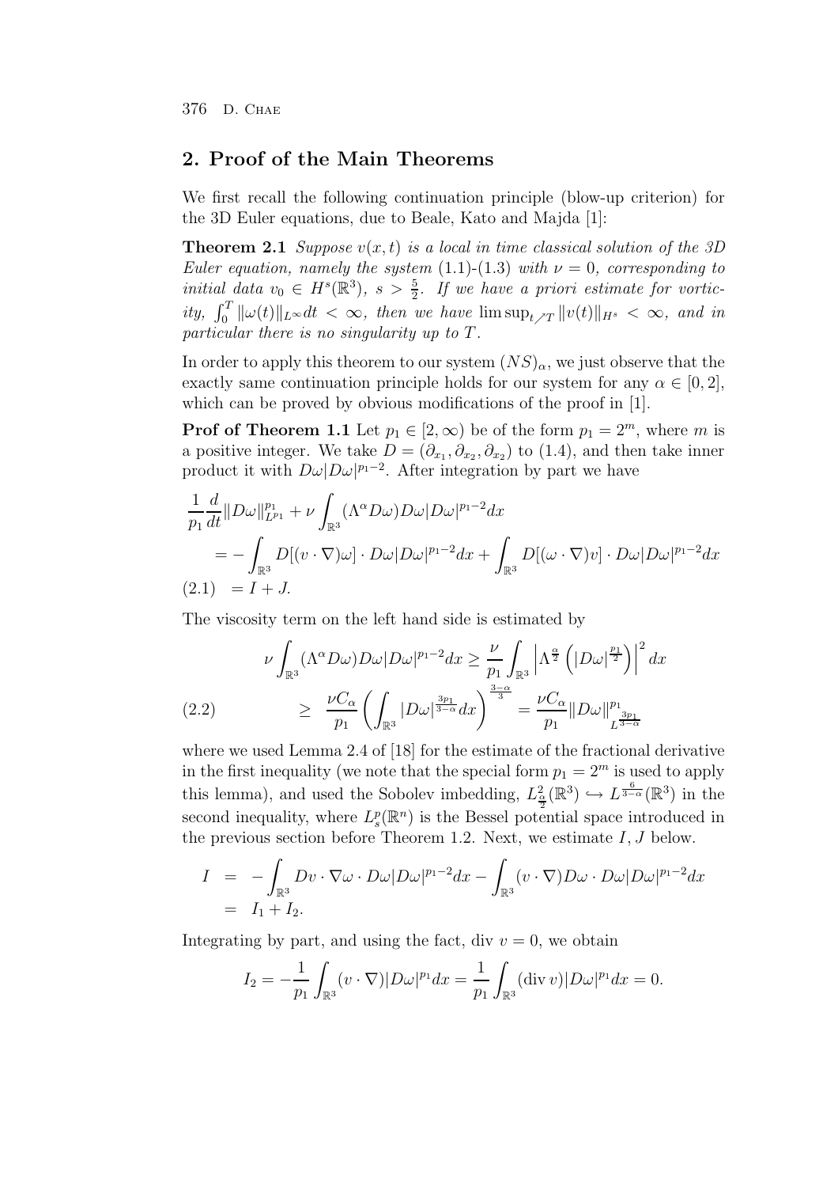## 2. Proof of the Main Theorems

We first recall the following continuation principle (blow-up criterion) for the 3D Euler equations, due to Beale, Kato and Majda [1]:

**Theorem 2.1** *Suppose $v(x,t)$ is a local in time classical solution of the 3D Euler equation, namely the system (1.1)-(1.3) with $\nu = 0$, corresponding to initial data $v_0 \in H^s(\mathbb{R}^3)$, $s > \frac{5}{2}$. If we have a priori estimate for vorticity, $\int_0^T \|\omega(t)\|_{L^\infty} dt < \infty$, then we have $\limsup_{t \nearrow T} \|v(t)\|_{H^s} < \infty$, and in particular there is no singularity up to $T$.*

In order to apply this theorem to our system $(NS)_\alpha$, we just observe that the exactly same continuation principle holds for our system for any $\alpha \in [0,2]$, which can be proved by obvious modifications of the proof in [1].

**Prof of Theorem 1.1** Let $p_1 \in [2, \infty)$ be of the form $p_1 = 2^m$, where $m$ is a positive integer. We take $D = (\partial_{x_1}, \partial_{x_2}, \partial_{x_2})$ to (1.4), and then take inner product it with $D\omega|D\omega|^{p_1-2}$. After integration by part we have

$$
\begin{aligned}
&\frac{1}{p_1}\frac{d}{dt}\|D\omega\|_{L^{p_1}}^{p_1} + \nu \int_{\mathbb{R}^3} (\Lambda^\alpha D\omega) D\omega |D\omega|^{p_1-2} dx \\
&\quad = -\int_{\mathbb{R}^3} D[(v\cdot\nabla)\omega]\cdot D\omega|D\omega|^{p_1-2}dx + \int_{\mathbb{R}^3} D[(\omega\cdot\nabla)v]\cdot D\omega|D\omega|^{p_1-2}dx \\
&\quad = I + J. \qquad (2.1)
\end{aligned}
$$

The viscosity term on the left hand side is estimated by

$$
\begin{aligned}
\nu \int_{\mathbb{R}^3} (\Lambda^\alpha D\omega) D\omega |D\omega|^{p_1-2} dx &\geq \frac{\nu}{p_1}\int_{\mathbb{R}^3} \left|\Lambda^{\frac{\alpha}{2}}\left(|D\omega|^{\frac{p_1}{2}}\right)\right|^2 dx \\
&\geq \frac{\nu C_\alpha}{p_1}\left(\int_{\mathbb{R}^3} |D\omega|^{\frac{3p_1}{3-\alpha}} dx\right)^{\frac{3-\alpha}{3}} = \frac{\nu C_\alpha}{p_1}\|D\omega\|_{L^{\frac{3p_1}{3-\alpha}}}^{p_1} \qquad (2.2)
\end{aligned}
$$

where we used Lemma 2.4 of [18] for the estimate of the fractional derivative in the first inequality (we note that the special form $p_1 = 2^m$ is used to apply this lemma), and used the Sobolev imbedding, $L^2_{\frac{\alpha}{2}}(\mathbb{R}^3) \hookrightarrow L^{\frac{6}{3-\alpha}}(\mathbb{R}^3)$ in the second inequality, where $L^p_s(\mathbb{R}^n)$ is the Bessel potential space introduced in the previous section before Theorem 1.2. Next, we estimate $I, J$ below.

$$
\begin{aligned}
I &= -\int_{\mathbb{R}^3} Dv\cdot\nabla\omega\cdot D\omega|D\omega|^{p_1-2}dx - \int_{\mathbb{R}^3}(v\cdot\nabla)D\omega\cdot D\omega|D\omega|^{p_1-2}dx \\
&= I_1 + I_2.
\end{aligned}
$$

Integrating by part, and using the fact, div $v = 0$, we obtain

$$
I_2 = -\frac{1}{p_1}\int_{\mathbb{R}^3}(v\cdot\nabla)|D\omega|^{p_1}dx = \frac{1}{p_1}\int_{\mathbb{R}^3}(\mathrm{div}\, v)|D\omega|^{p_1}dx = 0.
$$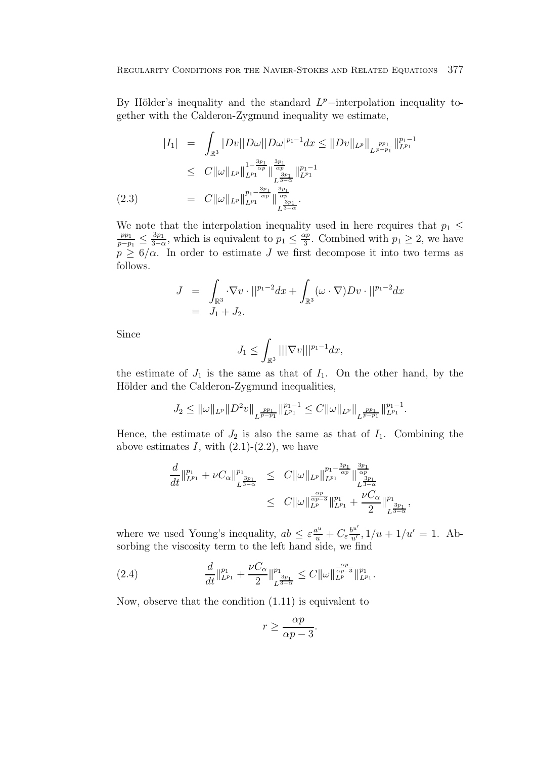By Hölder's inequality and the standard $L^p$−interpolation inequality together with the Calderon-Zygmund inequality we estimate,

$$
\begin{aligned}
|I_1| &= \int_{\mathbb{R}^3} |Dv||D\omega||D\omega|^{p_1-1}dx \leq \|Dv\|_{L^p} \|_{L^{\frac{pp_1}{p-p_1}}} \|_{L^{p_1}}^{p_1-1} \\
&\leq C\|\omega\|_{L^p} \|_{L^{p_1}}^{1-\frac{3p_1}{\alpha p}} \|_{L^{\frac{3p_1}{3-\alpha}}}^{\frac{3p_1}{\alpha p}} \|_{L^{p_1}}^{p_1-1} \\
&= C\|\omega\|_{L^p} \|_{L^{p_1}}^{p_1-\frac{3p_1}{\alpha p}} \|_{L^{\frac{3p_1}{3-\alpha}}}^{\frac{3p_1}{\alpha p}}. \qquad (2.3)
\end{aligned}
$$

We note that the interpolation inequality used in here requires that $p_1 \leq \frac{pp_1}{p-p_1} \leq \frac{3p_1}{3-\alpha}$, which is equivalent to $p_1 \leq \frac{\alpha p}{3}$. Combined with $p_1 \geq 2$, we have $p \geq 6/\alpha$. In order to estimate $J$ we first decompose it into two terms as follows.

$$
\begin{aligned}
J &= \int_{\mathbb{R}^3} \cdot \nabla v \cdot ||^{p_1-2}dx + \int_{\mathbb{R}^3} (\omega \cdot \nabla) Dv \cdot ||^{p_1-2}dx \\
&= J_1 + J_2.
\end{aligned}
$$

Since

$$
J_1 \leq \int_{\mathbb{R}^3} |||\nabla v|||^{p_1-1}dx,
$$

the estimate of $J_1$ is the same as that of $I_1$. On the other hand, by the Hölder and the Calderon-Zygmund inequalities,

$$
J_2 \leq \|\omega\|_{L^p} \|D^2 v\|_{L^{\frac{pp_1}{p-p_1}}} \|_{L^{p_1}}^{p_1-1} \leq C\|\omega\|_{L^p} \|_{L^{\frac{pp_1}{p-p_1}}} \|_{L^{p_1}}^{p_1-1}.
$$

Hence, the estimate of $J_2$ is also the same as that of $I_1$. Combining the above estimates $I$, with (2.1)-(2.2), we have

$$
\begin{aligned}
\frac{d}{dt}\|_{L^{p_1}}^{p_1} + \nu C_\alpha \|_{L^{\frac{3p_1}{3-\alpha}}}^{p_1} &\leq C\|\omega\|_{L^p} \|_{L^{p_1}}^{p_1-\frac{3p_1}{\alpha p}} \|_{L^{\frac{3p_1}{3-\alpha}}}^{\frac{3p_1}{\alpha p}} \\
&\leq C\|\omega\|_{L^p}^{\frac{\alpha p}{\alpha p-3}} \|_{L^{p_1}}^{p_1} + \frac{\nu C_\alpha}{2} \|_{L^{\frac{3p_1}{3-\alpha}}}^{p_1},
\end{aligned}
$$

where we used Young's inequality, $ab \leq \varepsilon \frac{a^u}{u} + C_\varepsilon \frac{b^{u'}}{u'}, 1/u + 1/u' = 1$. Absorbing the viscosity term to the left hand side, we find

$$
\frac{d}{dt}\|_{L^{p_1}}^{p_1} + \frac{\nu C_\alpha}{2} \|_{L^{\frac{3p_1}{3-\alpha}}}^{p_1} \leq C\|\omega\|_{L^p}^{\frac{\alpha p}{\alpha p-3}} \|_{L^{p_1}}^{p_1}. \qquad (2.4)
$$

Now, observe that the condition (1.11) is equivalent to

$$
r \geq \frac{\alpha p}{\alpha p - 3}.
$$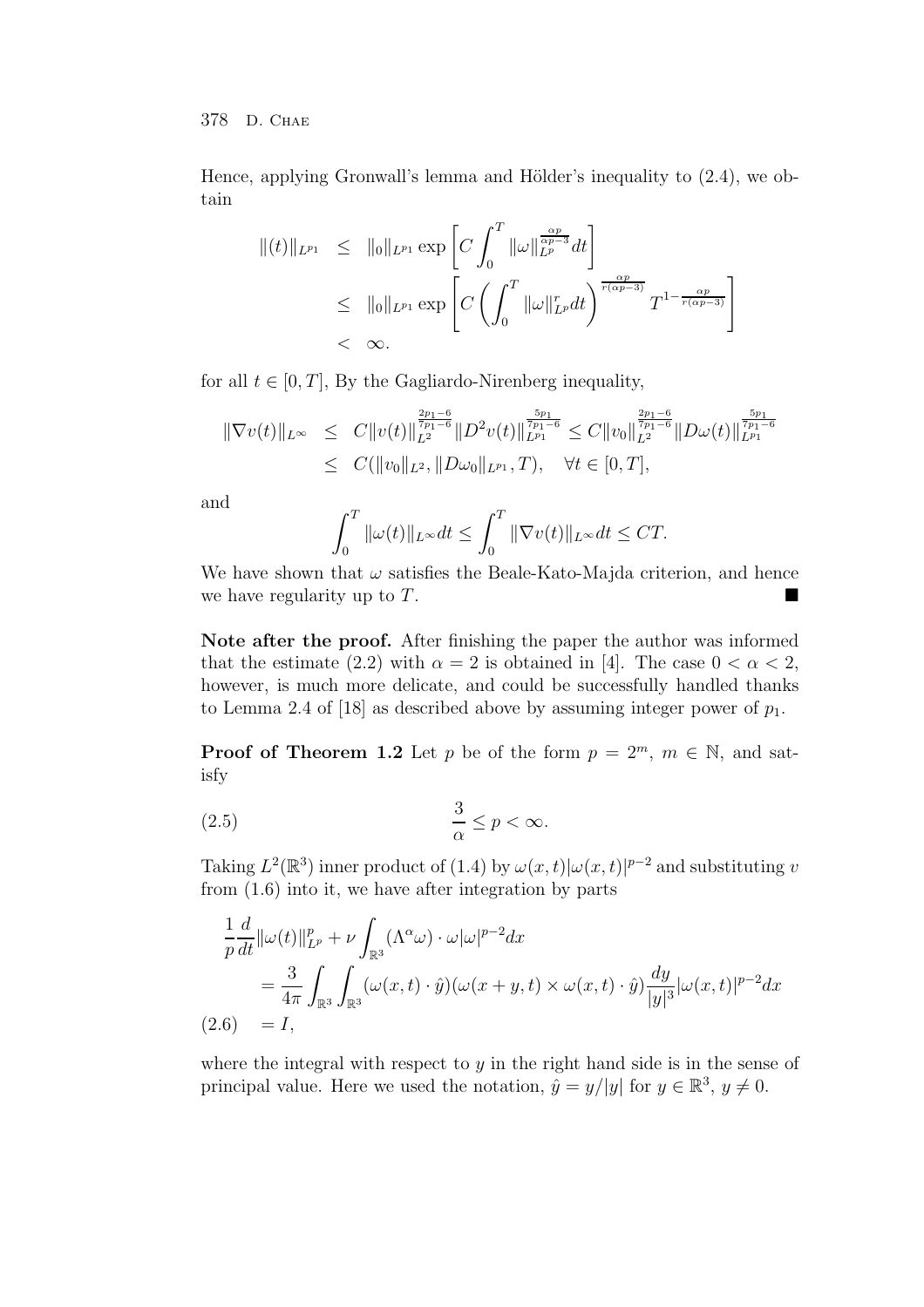Hence, applying Gronwall's lemma and Hölder's inequality to (2.4), we obtain

$$
\begin{aligned}
\|(t)\|_{L^{p_1}} &\leq \|_0\|_{L^{p_1}} \exp\left[C\int_0^T \|\omega\|_{L^p}^{\frac{\alpha p}{\alpha p-3}} dt\right] \\
&\leq \|_0\|_{L^{p_1}} \exp\left[C\left(\int_0^T \|\omega\|_{L^p}^r dt\right)^{\frac{\alpha p}{r(\alpha p-3)}} T^{1-\frac{\alpha p}{r(\alpha p-3)}}\right] \\
&< \infty.
\end{aligned}
$$

for all $t \in [0, T]$, By the Gagliardo-Nirenberg inequality,

$$
\begin{aligned}
\|\nabla v(t)\|_{L^\infty} &\leq C\|v(t)\|_{L^2}^{\frac{2p_1-6}{7p_1-6}} \|D^2 v(t)\|_{L^{p_1}}^{\frac{5p_1}{7p_1-6}} \leq C\|v_0\|_{L^2}^{\frac{2p_1-6}{7p_1-6}} \|D\omega(t)\|_{L^{p_1}}^{\frac{5p_1}{7p_1-6}} \\
&\leq C(\|v_0\|_{L^2}, \|D\omega_0\|_{L^{p_1}}, T), \quad \forall t \in [0, T],
\end{aligned}
$$

and

$$
\int_0^T \|\omega(t)\|_{L^\infty} dt \leq \int_0^T \|\nabla v(t)\|_{L^\infty} dt \leq CT.
$$

We have shown that $\omega$ satisfies the Beale-Kato-Majda criterion, and hence we have regularity up to $T$. ■

**Note after the proof.** After finishing the paper the author was informed that the estimate (2.2) with $\alpha = 2$ is obtained in [4]. The case $0 < \alpha < 2$, however, is much more delicate, and could be successfully handled thanks to Lemma 2.4 of [18] as described above by assuming integer power of $p_1$.

**Proof of Theorem 1.2** Let $p$ be of the form $p = 2^m$, $m \in \mathbb{N}$, and satisfy

$$
\frac{3}{\alpha} \leq p < \infty. \tag{2.5}
$$

Taking $L^2(\mathbb{R}^3)$ inner product of (1.4) by $\omega(x,t)|\omega(x,t)|^{p-2}$ and substituting $v$ from (1.6) into it, we have after integration by parts

$$
\begin{aligned}
&\frac{1}{p}\frac{d}{dt}\|\omega(t)\|_{L^p}^p + \nu \int_{\mathbb{R}^3} (\Lambda^\alpha \omega) \cdot \omega |\omega|^{p-2} dx \\
&\quad = \frac{3}{4\pi} \int_{\mathbb{R}^3} \int_{\mathbb{R}^3} (\omega(x,t) \cdot \hat{y})(\omega(x+y,t) \times \omega(x,t) \cdot \hat{y}) \frac{dy}{|y|^3} |\omega(x,t)|^{p-2} dx \\
&\quad = I,
\end{aligned} \tag{2.6}
$$

where the integral with respect to $y$ in the right hand side is in the sense of principal value. Here we used the notation, $\hat{y} = y/|y|$ for $y \in \mathbb{R}^3$, $y \neq 0$.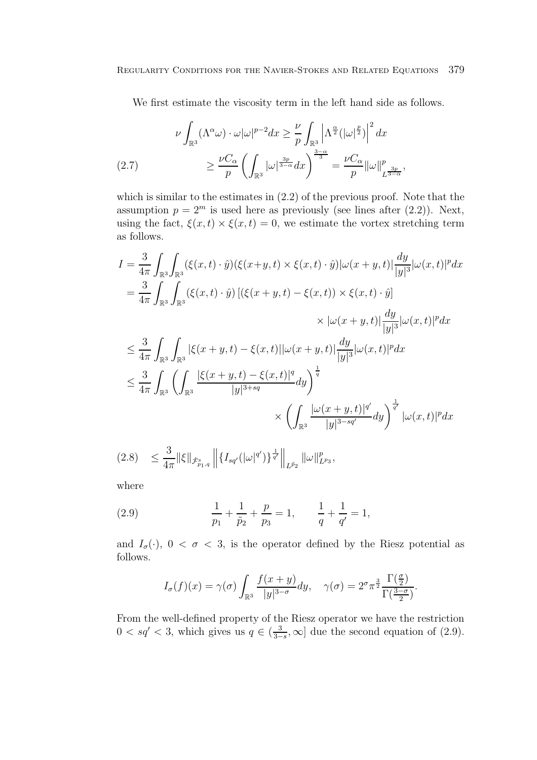We first estimate the viscosity term in the left hand side as follows.

$$
\begin{aligned}
\nu \int_{\mathbb{R}^3} (\Lambda^\alpha \omega)\cdot \omega |\omega|^{p-2} dx &\geq \frac{\nu}{p} \int_{\mathbb{R}^3} \left| \Lambda^{\frac{\alpha}{2}} (|\omega|^{\frac{p}{2}}) \right|^2 dx \\
&\geq \frac{\nu C_\alpha}{p} \left( \int_{\mathbb{R}^3} |\omega|^{\frac{3p}{3-\alpha}} dx \right)^{\frac{3-\alpha}{3}} = \frac{\nu C_\alpha}{p} \|\omega\|^p_{L^{\frac{3p}{3-\alpha}}},
\end{aligned} \tag{2.7}
$$

which is similar to the estimates in (2.2) of the previous proof. Note that the assumption $p = 2^m$ is used here as previously (see lines after (2.2)). Next, using the fact, $\xi(x,t) \times \xi(x,t) = 0$, we estimate the vortex stretching term as follows.

$$
\begin{aligned}
I &= \frac{3}{4\pi} \int_{\mathbb{R}^3} \int_{\mathbb{R}^3} (\xi(x,t)\cdot \hat{y})(\xi(x+y,t) \times \xi(x,t)\cdot \hat{y}) |\omega(x+y,t)| \frac{dy}{|y|^3} |\omega(x,t)|^p dx \\
&= \frac{3}{4\pi} \int_{\mathbb{R}^3} \int_{\mathbb{R}^3} (\xi(x,t)\cdot \hat{y}) \left[ (\xi(x+y,t) - \xi(x,t)) \times \xi(x,t) \cdot \hat{y} \right] \\
&\qquad\qquad\qquad\qquad \times |\omega(x+y,t)| \frac{dy}{|y|^3} |\omega(x,t)|^p dx \\
&\leq \frac{3}{4\pi} \int_{\mathbb{R}^3} \int_{\mathbb{R}^3} |\xi(x+y,t) - \xi(x,t)| |\omega(x+y,t)| \frac{dy}{|y|^3} |\omega(x,t)|^p dx \\
&\leq \frac{3}{4\pi} \int_{\mathbb{R}^3} \left( \int_{\mathbb{R}^3} \frac{|\xi(x+y,t) - \xi(x,t)|^q}{|y|^{3+sq}} dy \right)^{\frac{1}{q}} \\
&\qquad\qquad\qquad\qquad \times \left( \int_{\mathbb{R}^3} \frac{|\omega(x+y,t)|^{q'}}{|y|^{3-sq'}} dy \right)^{\frac{1}{q'}} |\omega(x,t)|^p dx
\end{aligned}
$$

$$
\leq \frac{3}{4\pi} \|\xi\|_{\dot{\mathcal{F}}^s_{p_1,q}} \left\| \{ I_{sq'}(|\omega|^{q'}) \}^{\frac{1}{q'}} \right\|_{L^{\tilde{p}_2}} \|\omega\|^p_{L^{p_3}}, \tag{2.8}
$$

where

$$
\frac{1}{p_1} + \frac{1}{\tilde{p}_2} + \frac{p}{p_3} = 1, \qquad \frac{1}{q} + \frac{1}{q'} = 1, \tag{2.9}
$$

and $I_\sigma(\cdot)$, $0 < \sigma < 3$, is the operator defined by the Riesz potential as follows.

$$
I_\sigma(f)(x) = \gamma(\sigma) \int_{\mathbb{R}^3} \frac{f(x+y)}{|y|^{3-\sigma}} dy, \quad \gamma(\sigma) = 2^\sigma \pi^{\frac{3}{2}} \frac{\Gamma(\frac{\sigma}{2})}{\Gamma(\frac{3-\sigma}{2})}.
$$

From the well-defined property of the Riesz operator we have the restriction $0 < sq' < 3$, which gives us $q \in (\frac{3}{3-s}, \infty]$ due the second equation of (2.9).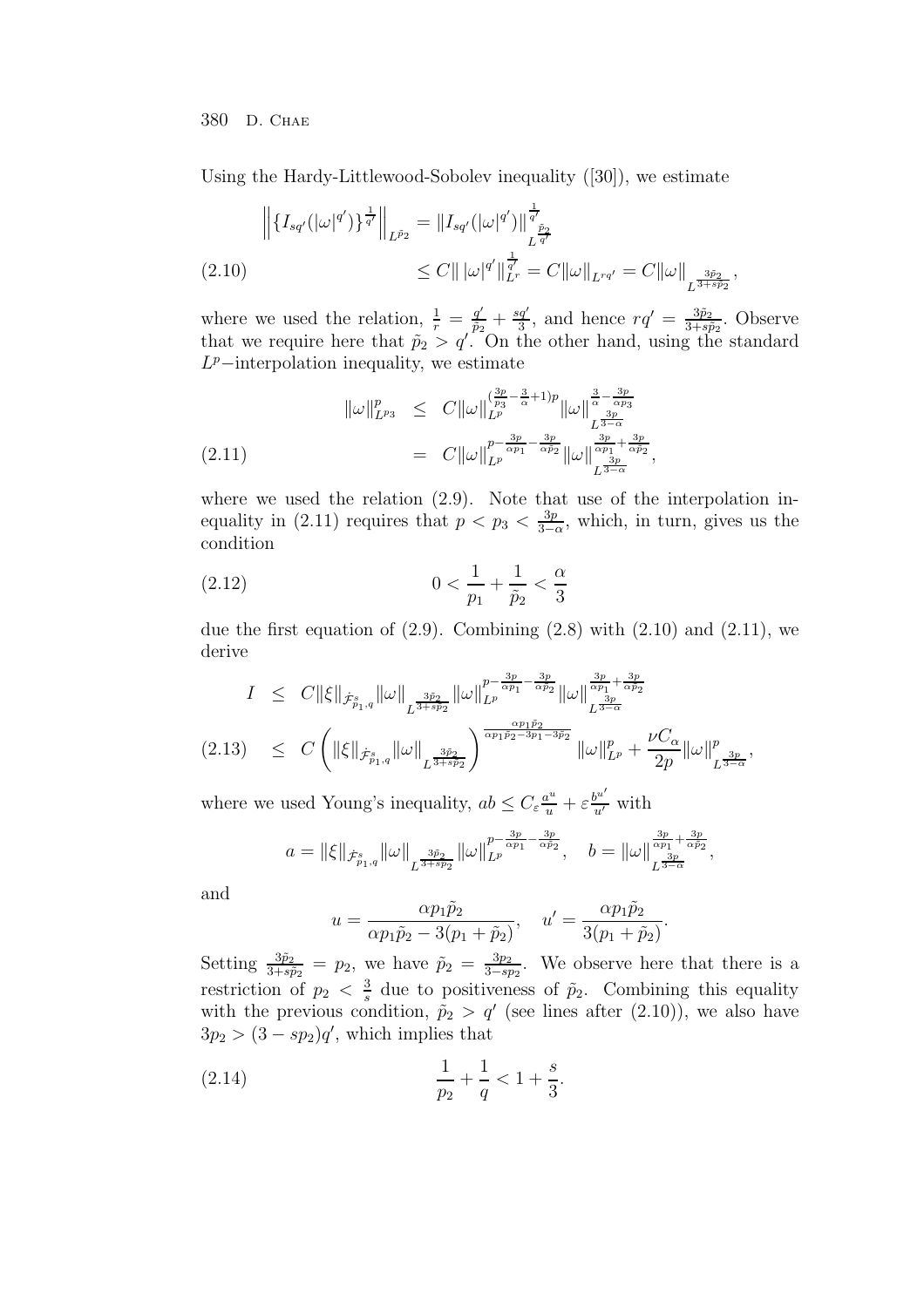Using the Hardy-Littlewood-Sobolev inequality ([30]), we estimate

$$
\begin{aligned}
\left\| \{ I_{sq'}(|\omega|^{q'}) \}^{\frac{1}{q'}} \right\|_{L^{\tilde{p}_2}} &= \| I_{sq'}(|\omega|^{q'}) \|^{\frac{1}{q'}}_{L^{\frac{\tilde{p}_2}{q'}}} \\
&\le C \| \, |\omega|^{q'} \|^{\frac{1}{q'}}_{L^r} = C \|\omega\|_{L^{rq'}} = C \|\omega\|_{L^{\frac{3\tilde{p}_2}{3+s\tilde{p}_2}}}, \qquad (2.10)
\end{aligned}
$$

where we used the relation, $\frac{1}{r} = \frac{q'}{\tilde{p}_2} + \frac{sq'}{3}$, and hence $rq' = \frac{3\tilde{p}_2}{3+s\tilde{p}_2}$. Observe that we require here that $\tilde{p}_2 > q'$. On the other hand, using the standard $L^p$−interpolation inequality, we estimate

$$
\begin{aligned}
\|\omega\|^p_{L^{p_3}} &\le C \|\omega\|^{(\frac{3p}{p_3} - \frac{3}{\alpha} + 1)p}_{L^p} \|\omega\|^{\frac{3}{\alpha} - \frac{3p}{\alpha p_3}}_{L^{\frac{3p}{3-\alpha}}} \\
&= C \|\omega\|^{p - \frac{3p}{\alpha p_1} - \frac{3p}{\alpha \tilde{p}_2}}_{L^p} \|\omega\|^{\frac{3p}{\alpha p_1} + \frac{3p}{\alpha \tilde{p}_2}}_{L^{\frac{3p}{3-\alpha}}}, \qquad (2.11)
\end{aligned}
$$

where we used the relation (2.9). Note that use of the interpolation inequality in (2.11) requires that $p < p_3 < \frac{3p}{3-\alpha}$, which, in turn, gives us the condition

$$
0 < \frac{1}{p_1} + \frac{1}{\tilde{p}_2} < \frac{\alpha}{3} \qquad (2.12)
$$

due the first equation of (2.9). Combining (2.8) with (2.10) and (2.11), we derive

$$
\begin{aligned}
I &\le C \|\xi\|_{\dot{\mathcal{F}}^s_{p_1,q}} \|\omega\|_{L^{\frac{3\tilde{p}_2}{3+s\tilde{p}_2}}} \|\omega\|^{p - \frac{3p}{\alpha p_1} - \frac{3p}{\alpha \tilde{p}_2}}_{L^p} \|\omega\|^{\frac{3p}{\alpha p_1} + \frac{3p}{\alpha \tilde{p}_2}}_{L^{\frac{3p}{3-\alpha}}} \\
&\le C \left( \|\xi\|_{\dot{\mathcal{F}}^s_{p_1,q}} \|\omega\|_{L^{\frac{3\tilde{p}_2}{3+s\tilde{p}_2}}} \right)^{\frac{\alpha p_1 \tilde{p}_2}{\alpha p_1 \tilde{p}_2 - 3p_1 - 3\tilde{p}_2}} \|\omega\|^p_{L^p} + \frac{\nu C_\alpha}{2p} \|\omega\|^p_{L^{\frac{3p}{3-\alpha}}}, \qquad (2.13)
\end{aligned}
$$

where we used Young's inequality, $ab \le C_\varepsilon \frac{a^u}{u} + \varepsilon \frac{b^{u'}}{u'}$ with

$$
a = \|\xi\|_{\dot{\mathcal{F}}^s_{p_1,q}} \|\omega\|_{L^{\frac{3\tilde{p}_2}{3+s\tilde{p}_2}}} \|\omega\|^{p - \frac{3p}{\alpha p_1} - \frac{3p}{\alpha \tilde{p}_2}}_{L^p}, \quad b = \|\omega\|^{\frac{3p}{\alpha p_1} + \frac{3p}{\alpha \tilde{p}_2}}_{L^{\frac{3p}{3-\alpha}}},
$$

and

$$
u = \frac{\alpha p_1 \tilde{p}_2}{\alpha p_1 \tilde{p}_2 - 3(p_1 + \tilde{p}_2)}, \quad u' = \frac{\alpha p_1 \tilde{p}_2}{3(p_1 + \tilde{p}_2)}.
$$

Setting $\frac{3\tilde{p}_2}{3+s\tilde{p}_2} = p_2$, we have $\tilde{p}_2 = \frac{3p_2}{3-sp_2}$. We observe here that there is a restriction of $p_2 < \frac{3}{s}$ due to positiveness of $\tilde{p}_2$. Combining this equality with the previous condition, $\tilde{p}_2 > q'$ (see lines after (2.10)), we also have $3p_2 > (3 - sp_2)q'$, which implies that

$$
\frac{1}{p_2} + \frac{1}{q} < 1 + \frac{s}{3}. \qquad (2.14)
$$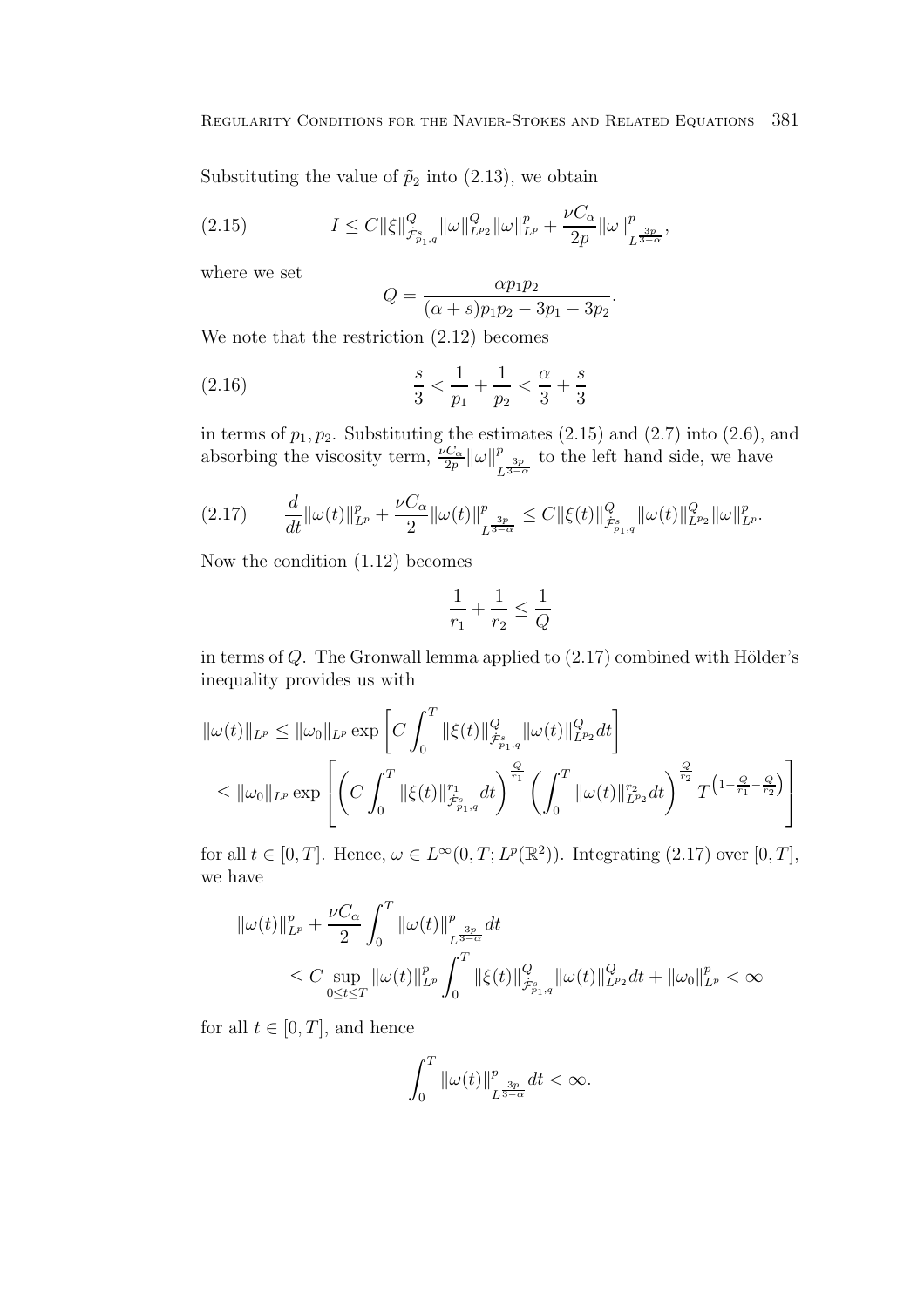Substituting the value of $\tilde{p}_2$ into (2.13), we obtain

$$I \leq C\|\xi\|^Q_{\dot{\mathcal{F}}^s_{p_1,q}}\|\omega\|^Q_{L^{p_2}}\|\omega\|^p_{L^p} + \frac{\nu C_\alpha}{2p}\|\omega\|^p_{L^{\frac{3p}{3-\alpha}}}, \tag{2.15}$$

where we set

$$Q = \frac{\alpha p_1 p_2}{(\alpha+s)p_1p_2 - 3p_1 - 3p_2}.$$

We note that the restriction (2.12) becomes

$$\frac{s}{3} < \frac{1}{p_1} + \frac{1}{p_2} < \frac{\alpha}{3} + \frac{s}{3} \tag{2.16}$$

in terms of $p_1, p_2$. Substituting the estimates (2.15) and (2.7) into (2.6), and absorbing the viscosity term, $\frac{\nu C_\alpha}{2p}\|\omega\|^p_{L^{\frac{3p}{3-\alpha}}}$ to the left hand side, we have

$$\frac{d}{dt}\|\omega(t)\|^p_{L^p} + \frac{\nu C_\alpha}{2}\|\omega(t)\|^p_{L^{\frac{3p}{3-\alpha}}} \leq C\|\xi(t)\|^Q_{\dot{\mathcal{F}}^s_{p_1,q}}\|\omega(t)\|^Q_{L^{p_2}}\|\omega\|^p_{L^p}. \tag{2.17}$$

Now the condition (1.12) becomes

$$\frac{1}{r_1} + \frac{1}{r_2} \leq \frac{1}{Q}$$

in terms of $Q$. The Gronwall lemma applied to (2.17) combined with Hölder's inequality provides us with

$$\begin{aligned}
\|\omega(t)\|_{L^p} &\leq \|\omega_0\|_{L^p}\exp\left[C\int_0^T \|\xi(t)\|^Q_{\dot{\mathcal{F}}^s_{p_1,q}}\|\omega(t)\|^Q_{L^{p_2}}dt\right] \\
&\leq \|\omega_0\|_{L^p}\exp\left[\left(C\int_0^T \|\xi(t)\|^{r_1}_{\dot{\mathcal{F}}^s_{p_1,q}}dt\right)^{\frac{Q}{r_1}}\left(\int_0^T \|\omega(t)\|^{r_2}_{L^{p_2}}dt\right)^{\frac{Q}{r_2}} T^{\left(1-\frac{Q}{r_1}-\frac{Q}{r_2}\right)}\right]
\end{aligned}$$

for all $t \in [0,T]$. Hence, $\omega \in L^\infty(0,T;L^p(\mathbb{R}^2))$. Integrating (2.17) over $[0,T]$, we have

$$\begin{aligned}
\|\omega(t)\|^p_{L^p} &+ \frac{\nu C_\alpha}{2}\int_0^T \|\omega(t)\|^p_{L^{\frac{3p}{3-\alpha}}}dt \\
&\leq C\sup_{0\leq t\leq T}\|\omega(t)\|^p_{L^p}\int_0^T \|\xi(t)\|^Q_{\dot{\mathcal{F}}^s_{p_1,q}}\|\omega(t)\|^Q_{L^{p_2}}dt + \|\omega_0\|^p_{L^p} < \infty
\end{aligned}$$

for all $t \in [0,T]$, and hence

$$\int_0^T \|\omega(t)\|^p_{L^{\frac{3p}{3-\alpha}}}dt < \infty.$$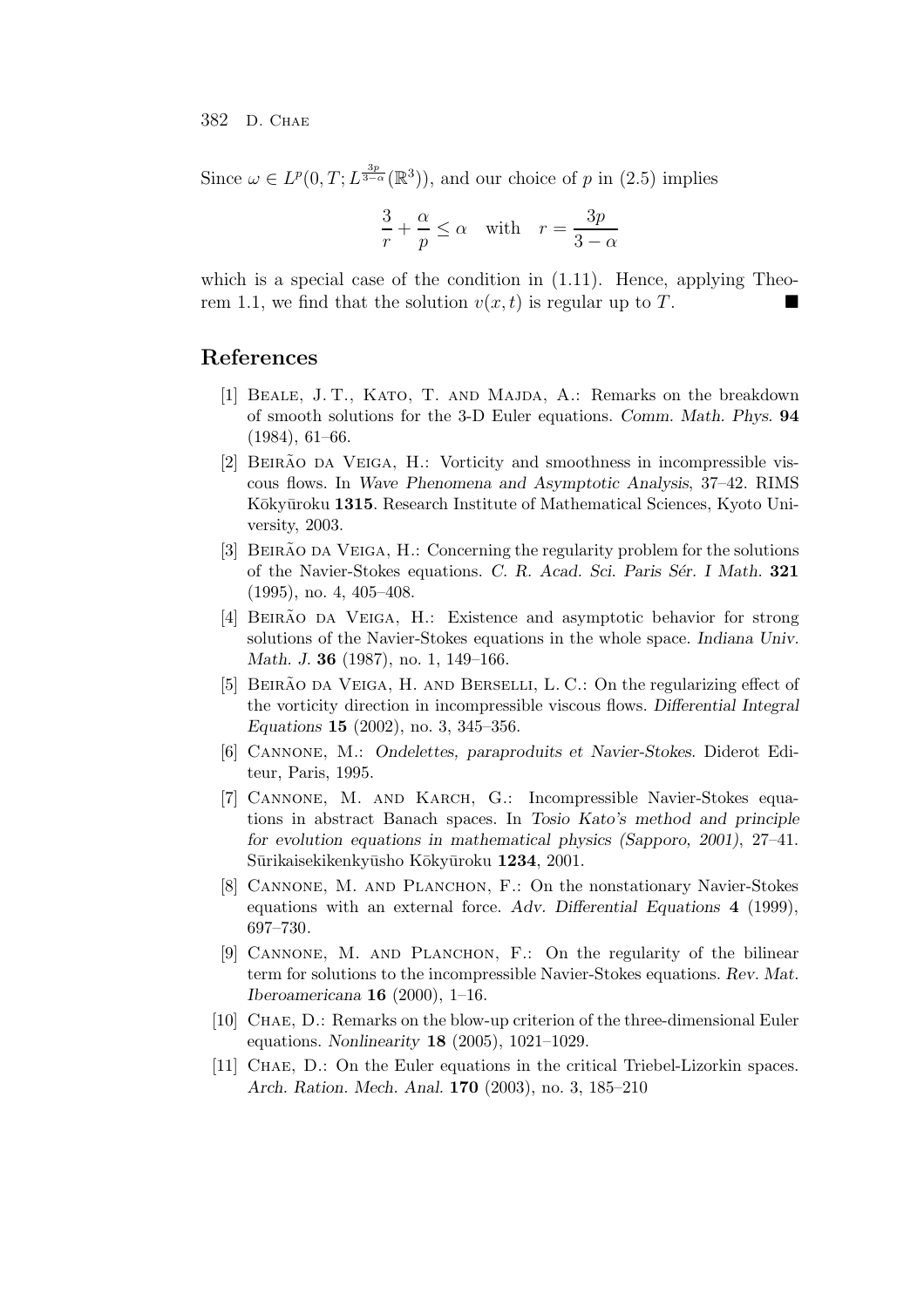Since $\omega \in L^p(0,T; L^{\frac{3p}{3-\alpha}}(\mathbb{R}^3))$, and our choice of $p$ in (2.5) implies

$$\frac{3}{r} + \frac{\alpha}{p} \leq \alpha \quad \text{with} \quad r = \frac{3p}{3-\alpha}$$

which is a special case of the condition in (1.11). Hence, applying Theorem 1.1, we find that the solution $v(x,t)$ is regular up to $T$. ∎

## References

[1] Beale, J. T., Kato, T. and Majda, A.: Remarks on the breakdown of smooth solutions for the 3-D Euler equations. *Comm. Math. Phys.* **94** (1984), 61–66.

[2] Beirão da Veiga, H.: Vorticity and smoothness in incompressible viscous flows. In *Wave Phenomena and Asymptotic Analysis*, 37–42. RIMS Kōkyūroku **1315**. Research Institute of Mathematical Sciences, Kyoto University, 2003.

[3] Beirão da Veiga, H.: Concerning the regularity problem for the solutions of the Navier-Stokes equations. *C. R. Acad. Sci. Paris Sér. I Math.* **321** (1995), no. 4, 405–408.

[4] Beirão da Veiga, H.: Existence and asymptotic behavior for strong solutions of the Navier-Stokes equations in the whole space. *Indiana Univ. Math. J.* **36** (1987), no. 1, 149–166.

[5] Beirão da Veiga, H. and Berselli, L. C.: On the regularizing effect of the vorticity direction in incompressible viscous flows. *Differential Integral Equations* **15** (2002), no. 3, 345–356.

[6] Cannone, M.: *Ondelettes, paraproduits et Navier-Stokes*. Diderot Editeur, Paris, 1995.

[7] Cannone, M. and Karch, G.: Incompressible Navier-Stokes equations in abstract Banach spaces. In *Tosio Kato's method and principle for evolution equations in mathematical physics (Sapporo, 2001)*, 27–41. Sūrikaisekikenkyūsho Kōkyūroku **1234**, 2001.

[8] Cannone, M. and Planchon, F.: On the nonstationary Navier-Stokes equations with an external force. *Adv. Differential Equations* **4** (1999), 697–730.

[9] Cannone, M. and Planchon, F.: On the regularity of the bilinear term for solutions to the incompressible Navier-Stokes equations. *Rev. Mat. Iberoamericana* **16** (2000), 1–16.

[10] Chae, D.: Remarks on the blow-up criterion of the three-dimensional Euler equations. *Nonlinearity* **18** (2005), 1021–1029.

[11] Chae, D.: On the Euler equations in the critical Triebel-Lizorkin spaces. *Arch. Ration. Mech. Anal.* **170** (2003), no. 3, 185–210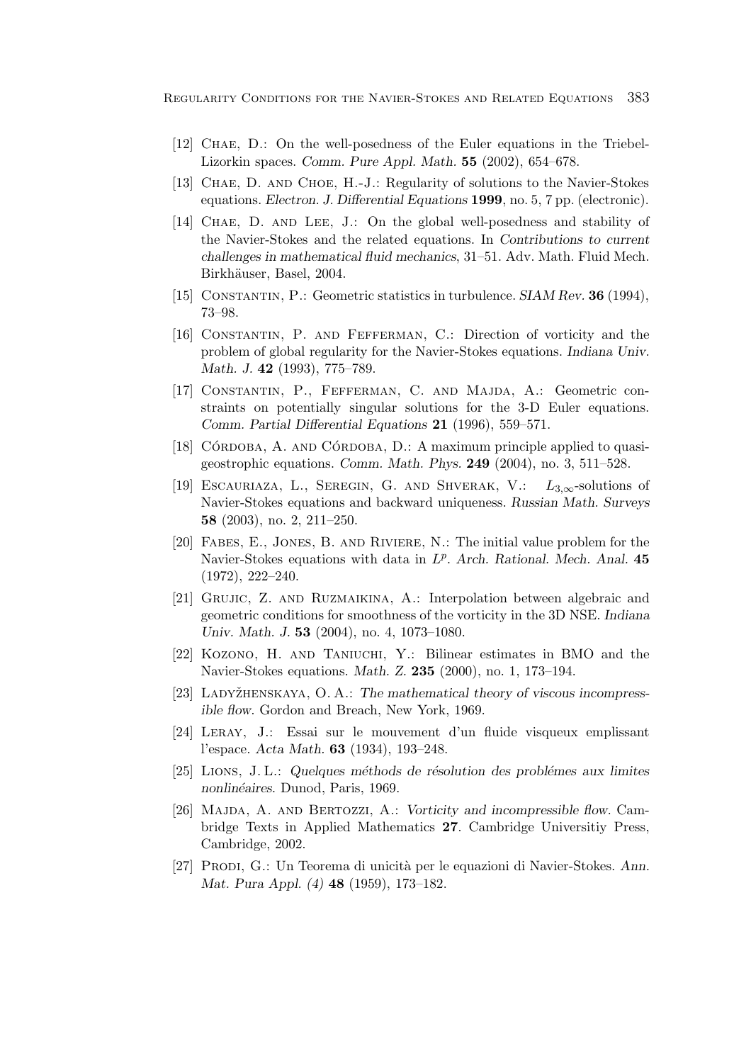[12] Chae, D.: On the well-posedness of the Euler equations in the Triebel-Lizorkin spaces. *Comm. Pure Appl. Math.* **55** (2002), 654–678.

[13] Chae, D. and Choe, H.-J.: Regularity of solutions to the Navier-Stokes equations. *Electron. J. Differential Equations* **1999**, no. 5, 7 pp. (electronic).

[14] Chae, D. and Lee, J.: On the global well-posedness and stability of the Navier-Stokes and the related equations. In *Contributions to current challenges in mathematical fluid mechanics*, 31–51. Adv. Math. Fluid Mech. Birkhäuser, Basel, 2004.

[15] Constantin, P.: Geometric statistics in turbulence. *SIAM Rev.* **36** (1994), 73–98.

[16] Constantin, P. and Fefferman, C.: Direction of vorticity and the problem of global regularity for the Navier-Stokes equations. *Indiana Univ. Math. J.* **42** (1993), 775–789.

[17] Constantin, P., Fefferman, C. and Majda, A.: Geometric constraints on potentially singular solutions for the 3-D Euler equations. *Comm. Partial Differential Equations* **21** (1996), 559–571.

[18] Córdoba, A. and Córdoba, D.: A maximum principle applied to quasi-geostrophic equations. *Comm. Math. Phys.* **249** (2004), no. 3, 511–528.

[19] Escauriaza, L., Seregin, G. and Shverak, V.: $L_{3,\infty}$-solutions of Navier-Stokes equations and backward uniqueness. *Russian Math. Surveys* **58** (2003), no. 2, 211–250.

[20] Fabes, E., Jones, B. and Riviere, N.: The initial value problem for the Navier-Stokes equations with data in $L^p$. *Arch. Rational. Mech. Anal.* **45** (1972), 222–240.

[21] Grujic, Z. and Ruzmaikina, A.: Interpolation between algebraic and geometric conditions for smoothness of the vorticity in the 3D NSE. *Indiana Univ. Math. J.* **53** (2004), no. 4, 1073–1080.

[22] Kozono, H. and Taniuchi, Y.: Bilinear estimates in BMO and the Navier-Stokes equations. *Math. Z.* **235** (2000), no. 1, 173–194.

[23] Ladyžhenskaya, O. A.: *The mathematical theory of viscous incompressible flow*. Gordon and Breach, New York, 1969.

[24] Leray, J.: Essai sur le mouvement d'un fluide visqueux emplissant l'espace. *Acta Math.* **63** (1934), 193–248.

[25] Lions, J. L.: *Quelques méthodes de résolution des problémes aux limites nonlinéaires*. Dunod, Paris, 1969.

[26] Majda, A. and Bertozzi, A.: *Vorticity and incompressible flow*. Cambridge Texts in Applied Mathematics **27**. Cambridge Universitiy Press, Cambridge, 2002.

[27] Prodi, G.: Un Teorema di unicità per le equazioni di Navier-Stokes. *Ann. Mat. Pura Appl. (4)* **48** (1959), 173–182.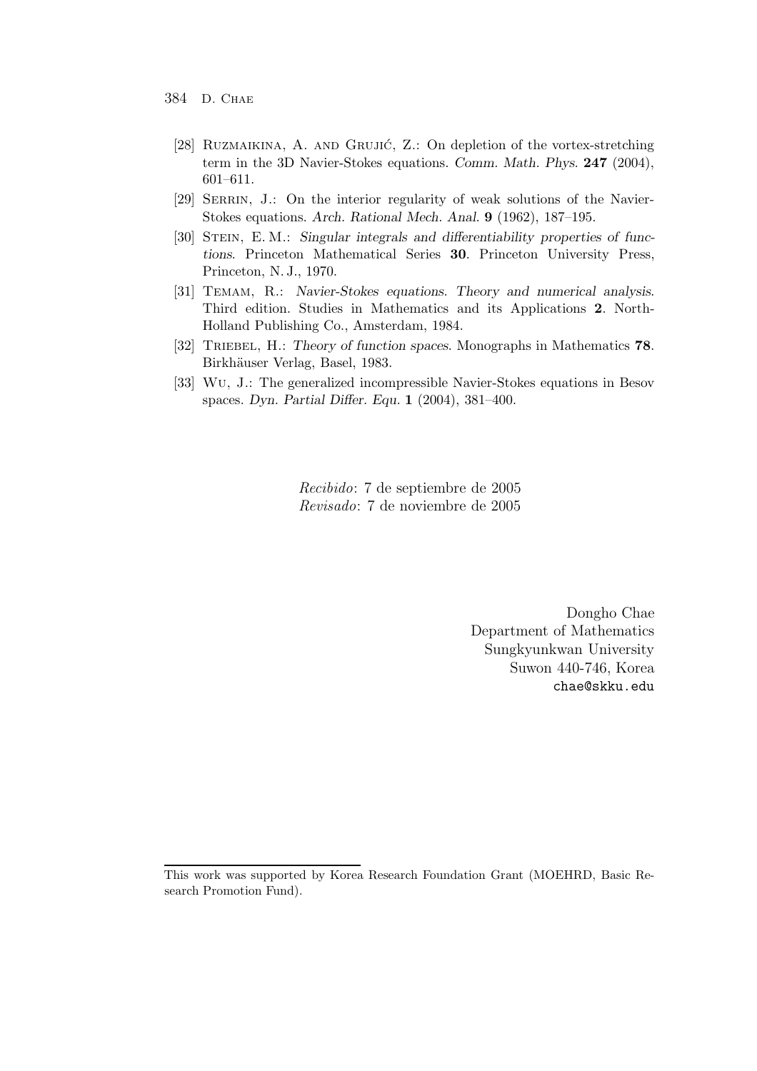[28] Ruzmaikina, A. and Grujić, Z.: On depletion of the vortex-stretching term in the 3D Navier-Stokes equations. *Comm. Math. Phys.* **247** (2004), 601–611.

[29] Serrin, J.: On the interior regularity of weak solutions of the Navier-Stokes equations. *Arch. Rational Mech. Anal.* **9** (1962), 187–195.

[30] Stein, E. M.: *Singular integrals and differentiability properties of functions*. Princeton Mathematical Series **30**. Princeton University Press, Princeton, N. J., 1970.

[31] Temam, R.: *Navier-Stokes equations. Theory and numerical analysis*. Third edition. Studies in Mathematics and its Applications **2**. North-Holland Publishing Co., Amsterdam, 1984.

[32] Triebel, H.: *Theory of function spaces*. Monographs in Mathematics **78**. Birkhäuser Verlag, Basel, 1983.

[33] Wu, J.: The generalized incompressible Navier-Stokes equations in Besov spaces. *Dyn. Partial Differ. Equ.* **1** (2004), 381–400.

*Recibido*: 7 de septiembre de 2005
*Revisado*: 7 de noviembre de 2005

Dongho Chae
Department of Mathematics
Sungkyunkwan University
Suwon 440-746, Korea
chae@skku.edu

This work was supported by Korea Research Foundation Grant (MOEHRD, Basic Research Promotion Fund).